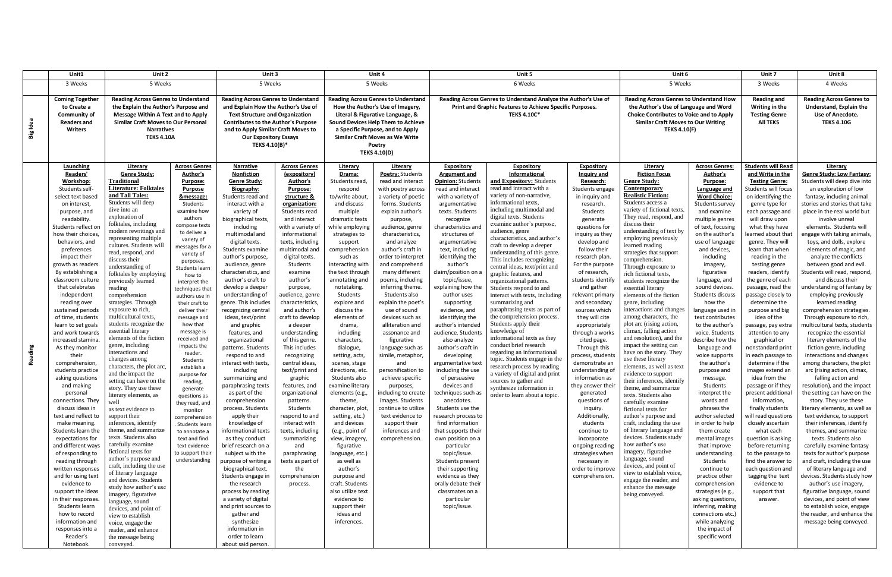| | Unit1 | Unit 2 | | Unit 3 | | Unit 4 | | Unit 5 | | | Unit 6 | | Unit 7 | Unit 8 |
|---|---|---|---|---|---|---|---|---|---|---|---|---|---|---|
| | 3 Weeks | 5 Weeks | | 5 Weeks | | 5 Weeks | | 6 Weeks | | | 5 Weeks | | 3 Weeks | 4 Weeks |
| **Big Idea** | **Coming Together to Create a Community of Readers and Writers** | **Reading Across Genres to Understand the Explain the Author's Purpose and Message Within A Text and to Apply Similar Craft Moves to Our Personal Narratives TEKS 4.10A** | | **Reading Across Genres to Understand and Explain How the Author's Use of Text Structure and Organization Contributes to the Author's Purpose and to Apply Similar Craft Moves to Our Expository Essays TEKS 4.10(B)*** | | **Reading Across Genres to Understand How the Author's Use of Imagery, Literal & Figurative Language, & Sound Devices Help Them to Achieve a Specific Purpose, and to Apply Similar Craft Moves as We Write Poetry TEKS 4.10(D)** | | **Reading Across Genres to Understand Analyze the Author's Use of Print and Graphic Features to Achieve Specific Purposes. TEKS 4.10C*** | | | **Reading Across Genres to Understand How the Author's Use of Language and Word Choice Contributes to Voice and to Apply Similar Craft Moves to Our Writing TEKS 4.10(F)** | | **Reading and Writing in the Testing Genre All TEKS** | **Reading Across Genres to Understand, Explain the Use of Anecdote. TEKS 4.10G** |
| **Reading** | **Launching Readers' Workshop:** Students self-select text based on interest, purpose, and readability. Students reflect on how their choices, behaviors, and preferences impact their growth as readers. By establishing a classroom culture that celebrates independent reading over sustained periods of time, students learn to set goals and work towards increased stamina. As they monitor their comprehension, students practice asking questions and making personal connections. They discuss ideas in text and reflect to make meaning. Students learn the expectations for and different ways of responding to reading through written responses and for using text evidence to support the ideas in their responses. Students learn how to record information and responses into a Reader's Notebook. | **Literary Genre Study: Traditional Literature: Folktales and Tall Tales:** Students will deep dive into an exploration of folktales, including modern rewritings and representing multiple cultures. Students will read, respond, and discuss their understanding of folktales by employing previously learned reading comprehension strategies. Through exposure to rich, multicultural texts, students recognize the essential literary elements of the fiction genre, including interactions and changes among characters, the plot arc, and the impact the setting can have on the story. They use these literary elements, as well as text evidence to support their inferences, identify theme, and summarize texts. Students also carefully examine fictional texts for author's purpose and craft, including the use of literary language and devices. Students study how author's use imagery, figurative language, sound devices, and point of view to establish voice, engage the reader, and enhance the message being conveyed. | **Across Genres Author's Purpose Purpose &message:** Students examine how authors compose texts to deliver a variety of messages for a variety of purposes. Students learn how to interpret the techniques that authors use in their craft to deliver their message and how that message is received and impacts the reader. Students establish a purpose for reading, generate questions as they read, and monitor comprehension . Students learn to annotate a text and find text evidence to support their understanding | **Narrative Nonfiction Genre Study: Biography:** Students read and interact with a variety of biographical texts, including multimodal and digital texts. Students examine author's purpose, audience, genre characteristics, and author's craft to develop a deeper understanding of genre. This includes recognizing central ideas, text/print and graphic features, and organizational patterns. Students respond to and interact with texts, including summarizing and paraphrasing texts as part of the comprehension process. Students apply their knowledge of informational texts as they conduct brief research on a subject with the purpose of writing a biographical text. Students engage in the research process by reading a variety of digital and print sources to gather and synthesize information in order to learn about said person. | **Across Genres (expository) Author's Purpose: structure & organization:** Students read and interact with a variety of informational texts, including multimodal and digital texts. Students examine the author's purpose, audience, genre characteristics, and author's craft to develop a deeper understanding of this genre. This includes recognizing central ideas, text/print and graphic features, and organizational patterns. Students respond to and interact with texts, including summarizing and paraphrasing texts as part of the comprehension process. | **Literary Drama:** Students read, respond to/write about, and discuss multiple dramatic texts while employing strategies to support comprehension such as interacting with the text through annotating and notetaking. Students explore and discuss the elements of drama, including characters, dialogue, setting, acts, scenes, stage directions, etc. Students also examine literary elements (e.g., theme, character, plot, setting, etc.) and devices (e.g., point of view, imagery, figurative language, etc.) as well as author's purpose and craft. Students also utilize text evidence to support their ideas and inferences. | **Literary Poetry:** Students read and interact with poetry across a variety of poetic forms. Students explain author's purpose, audience, genre characteristics, and analyze author's craft in order to interpret and comprehend many different poems, including inferring theme. Students also explain the poet's use of sound devices such as alliteration and assonance and figurative language such as simile, metaphor, and personification to achieve specific purposes, including to create images. Students continue to utilize text evidence to support their inferences and comprehension. | **Expository Argument and Opinion:** Students read and interact with a variety of argumentative texts. Students recognize characteristics and structures of argumentative text, including identifying the author's claim/position on a topic/issue, explaining how the author uses supporting evidence, and identifying the author's intended audience. Students also analyze author's craft in developing argumentative text including the use of persuasive devices and techniques such as anecdotes. Students use the research process to find information that supports their own position on a particular topic/issue. Students present their supporting evidence as they orally debate their classmates on a particular topic/issue. | **Expository Informational and Expository:** Students read and interact with a variety of non-narrative, informational texts, including multimodal and digital texts. Students examine author's purpose, audience, genre characteristics, and author's craft to develop a deeper understanding of this genre. This includes recognizing central ideas, text/print and graphic features, and organizational patterns. Students respond to and interact with texts, including summarizing and paraphrasing texts as part of the comprehension process. Students apply their knowledge of informational texts as they conduct brief research regarding an informational topic. Students engage in the research process by reading a variety of digital and print sources to gather and synthesize information in order to learn about a topic. | **Expository Inquiry and Research:** Students engage in inquiry and research. Students generate questions for inquiry as they develop and follow their research plan. For the purpose of research, students identify and gather relevant primary and secondary sources which they will cite appropriately through a works cited page. Through this process, students demonstrate an understanding of information as they answer their generated questions of inquiry. Additionally, students continue to incorporate ongoing reading strategies when necessary in order to improve comprehension. | **Literary Fiction Focus Genre Study: Contemporary Realistic Fiction:** Students access a variety of fictional texts. They read, respond, and discuss their understanding of text by employing previously learned reading strategies that support comprehension. Through exposure to rich fictional texts, students recognize the essential literary elements of the fiction genre, including interactions and changes among characters, the plot arc (rising action, climax, falling action and resolution), and the impact the setting can have on the story. They use these literary elements, as well as text evidence to support their inferences, identify theme, and summarize texts. Students also carefully examine fictional texts for author's purpose and craft, including the use of literary language and devices. Students study how author's use imagery, figurative language, sound devices, and point of view to establish voice, engage the reader, and enhance the message being conveyed. | **Across Genres: Author's Purpose: Language and Word Choice:** Students survey and examine multiple genres of text, focusing on the author's use of language and devices, including imagery, figurative language, and sound devices. Students discuss how the language used in text contributes to the author's voice. Students describe how the language and voice supports the author's purpose and message. Students interpret the words and phrases the author selected in order to help them create mental images that improve understanding. Students continue to practice other comprehension strategies (e.g., asking questions, inferring, making connections etc.) while analyzing the impact of specific word | **Students will Read and Write in the Testing Genre:** Students will focus on identifying the genre type for each passage and will draw upon what they have learned about that genre. They will learn that when reading in the testing genre readers, identify the genre of each passage, read the passage closely to determine the purpose and big idea of the passage, pay extra attention to any graphical or nonstandard print in each passage to determine if the images extend an idea from the passage or if they present additional information, finally students will read questions closely ascertain what each question is asking before returning to the passage to find the answer to each question and tagging the text evidence to support that answer. | **Literary Genre Study: Low Fantasy:** Students will deep dive into an exploration of low fantasy, including animal stories and stories that take place in the real world but involve unreal elements. Students will engage with talking animals, toys, and dolls, explore elements of magic, and analyze the conflicts between good and evil. Students will read, respond, and discuss their understanding of fantasy by employing previously learned reading comprehension strategies. Through exposure to rich, multicultural texts, students recognize the essential literary elements of the fiction genre, including interactions and changes among characters, the plot arc (rising action, climax, falling action and resolution), and the impact the setting can have on the story. They use these literary elements, as well as text evidence, to support their inferences, identify themes, and summarize texts. Students also carefully examine fantasy texts for author's purpose and craft, including the use of literary language and devices. Students study how author's use imagery, figurative language, sound devices, and point of view to establish voice, engage the reader, and enhance the message being conveyed. |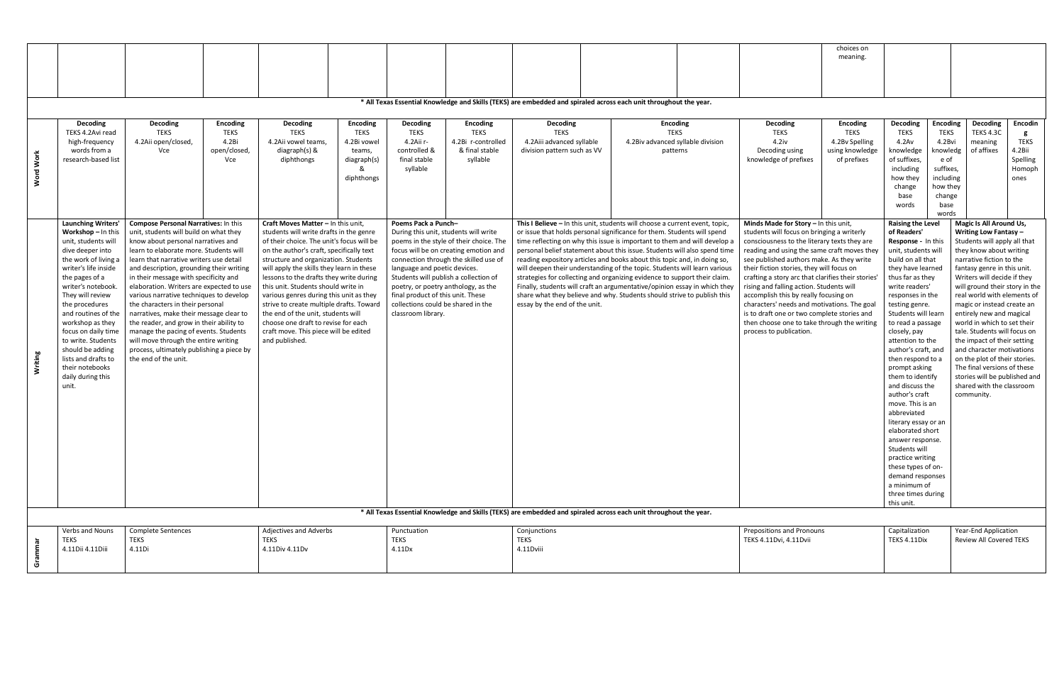| | | | | | | | | | | | | | | | | |
|---|---|---|---|---|---|---|---|---|---|---|---|---|---|---|---|---|
| | | | | | | | | | | | | choices on meaning. | | | | |
| * All Texas Essential Knowledge and Skills (TEKS) are embedded and spiraled across each unit throughout the year. | | | | | | | | | | | | | | | | |
| **Word Work** | **Decoding** TEKS 4.2Avi read high-frequency words from a research-based list | **Decoding** TEKS 4.2Aii open/closed, Vce | **Encoding** TEKS 4.2Bi open/closed, Vce | **Decoding** TEKS 4.2Aii vowel teams, diagraph(s) & diphthongs | **Encoding** TEKS 4.2Bi vowel teams, diagraph(s) & diphthongs | **Decoding** TEKS 4.2Aii r-controlled & final stable syllable | **Encoding** TEKS 4.2Bi r-controlled & final stable syllable | **Decoding** TEKS 4.2Aiii advanced syllable division pattern such as VV | **Encoding** TEKS 4.2Biv advanced syllable division patterns | | **Decoding** TEKS 4.2iv Decoding using knowledge of prefixes | **Encoding** TEKS 4.2Bv Spelling using knowledge of prefixes | **Decoding** TEKS 4.2Av knowledge of suffixes, including how they change base words | **Encoding** TEKS 4.2Bvi knowledge of suffixes, including how they change base words | **Decoding** TEKS 4.3C meaning of affixes | **Encoding** TEKS 4.2Bii Spelling Homophones |
| **Writing** | **Launching Writers' Workshop –** In this unit, students will dive deeper into the work of living a writer's life inside the pages of a writer's notebook. They will review the procedures and routines of the workshop as they focus on daily time to write. Students should be adding lists and drafts to their notebooks daily during this unit. | **Compose Personal Narratives:** In this unit, students will build on what they know about personal narratives and learn to elaborate more. Students will learn that narrative writers use detail and description, grounding their writing in their message with specificity and elaboration. Writers are expected to use various narrative techniques to develop the characters in their personal narratives, make their message clear to the reader, and grow in their ability to manage the pacing of events. Students will move through the entire writing process, ultimately publishing a piece by the end of the unit. | | **Craft Moves Matter –** In this unit, students will write drafts in the genre of their choice. The unit's focus will be on the author's craft, specifically text structure and organization. Students will apply the skills they learn in these lessons to the drafts they write during this unit. Students should write in various genres during this unit as they strive to create multiple drafts. Toward the end of the unit, students will choose one draft to revise for each craft move. This piece will be edited and published. | | **Poems Pack a Punch–** During this unit, students will write poems in the style of their choice. The focus will be on creating emotion and connection through the skilled use of language and poetic devices. Students will publish a collection of poetry, or poetry anthology, as the final product of this unit. These collections could be shared in the classroom library. | | **This I Believe –** In this unit, students will choose a current event, topic, or issue that holds personal significance for them. Students will spend time reflecting on why this issue is important to them and will develop a personal belief statement about this issue. Students will also spend time reading expository articles and books about this topic and, in doing so, will deepen their understanding of the topic. Students will learn various strategies for collecting and organizing evidence to support their claim. Finally, students will craft an argumentative/opinion essay in which they share what they believe and why. Students should strive to publish this essay by the end of the unit. | | | **Minds Made for Story –** In this unit, students will focus on bringing a writerly consciousness to the literary texts they are reading and using the same craft moves they see published authors make. As they write their fiction stories, they will focus on crafting a story arc that clarifies their stories' rising and falling action. Students will accomplish this by really focusing on characters' needs and motivations. The goal is to draft one or two complete stories and then choose one to take through the writing process to publication. | | **Raising the Level of Readers' Response -** In this unit, students will build on all that they have learned thus far as they write readers' responses in the testing genre. Students will learn to read a passage closely, pay attention to the author's craft, and then respond to a prompt asking them to identify and discuss the author's craft move. This is an abbreviated literary essay or an elaborated short answer response. Students will practice writing these types of on-demand responses a minimum of three times during this unit. | | **Magic Is All Around Us, Writing Low Fantasy –** Students will apply all that they know about writing narrative fiction to the fantasy genre in this unit. Writers will decide if they will ground their story in the real world with elements of magic or instead create an entirely new and magical world in which to set their tale. Students will focus on the impact of their setting and character motivations on the plot of their stories. The final versions of these stories will be published and shared with the classroom community. | |
| * All Texas Essential Knowledge and Skills (TEKS) are embedded and spiraled across each unit throughout the year. | | | | | | | | | | | | | | | | |
| **Grammar** | Verbs and Nouns TEKS 4.11Dii 4.11Diii | Complete Sentences TEKS 4.11Di | | Adjectives and Adverbs TEKS 4.11Div 4.11Dv | | Punctuation TEKS 4.11Dx | | Conjunctions TEKS 4.11Dviii | | | Prepositions and Pronouns TEKS 4.11Dvi, 4.11Dvii | | Capitalization TEKS 4.11Dix | | Year-End Application Review All Covered TEKS | |